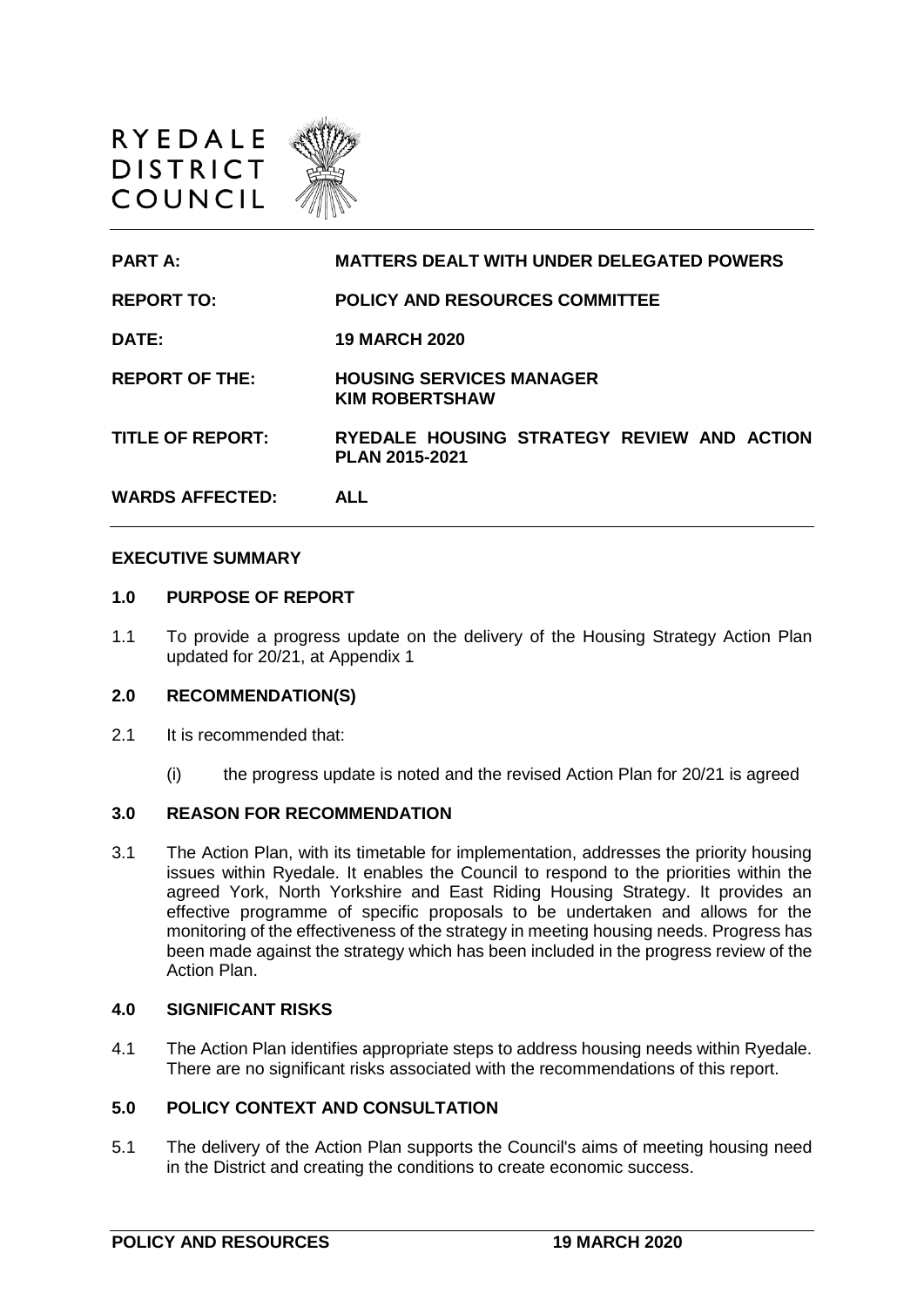RYEDALE
DISTRICT
COUNCIL

| | |
|---|---|
| **PART A:** | **MATTERS DEALT WITH UNDER DELEGATED POWERS** |
| **REPORT TO:** | **POLICY AND RESOURCES COMMITTEE** |
| **DATE:** | **19 MARCH 2020** |
| **REPORT OF THE:** | **HOUSING SERVICES MANAGER KIM ROBERTSHAW** |
| **TITLE OF REPORT:** | **RYEDALE HOUSING STRATEGY REVIEW AND ACTION PLAN 2015-2021** |
| **WARDS AFFECTED:** | **ALL** |

## EXECUTIVE SUMMARY

### 1.0 PURPOSE OF REPORT

1.1 To provide a progress update on the delivery of the Housing Strategy Action Plan updated for 20/21, at Appendix 1

### 2.0 RECOMMENDATION(S)

2.1 It is recommended that:

(i) the progress update is noted and the revised Action Plan for 20/21 is agreed

### 3.0 REASON FOR RECOMMENDATION

3.1 The Action Plan, with its timetable for implementation, addresses the priority housing issues within Ryedale. It enables the Council to respond to the priorities within the agreed York, North Yorkshire and East Riding Housing Strategy. It provides an effective programme of specific proposals to be undertaken and allows for the monitoring of the effectiveness of the strategy in meeting housing needs. Progress has been made against the strategy which has been included in the progress review of the Action Plan.

### 4.0 SIGNIFICANT RISKS

4.1 The Action Plan identifies appropriate steps to address housing needs within Ryedale. There are no significant risks associated with the recommendations of this report.

### 5.0 POLICY CONTEXT AND CONSULTATION

5.1 The delivery of the Action Plan supports the Council's aims of meeting housing need in the District and creating the conditions to create economic success.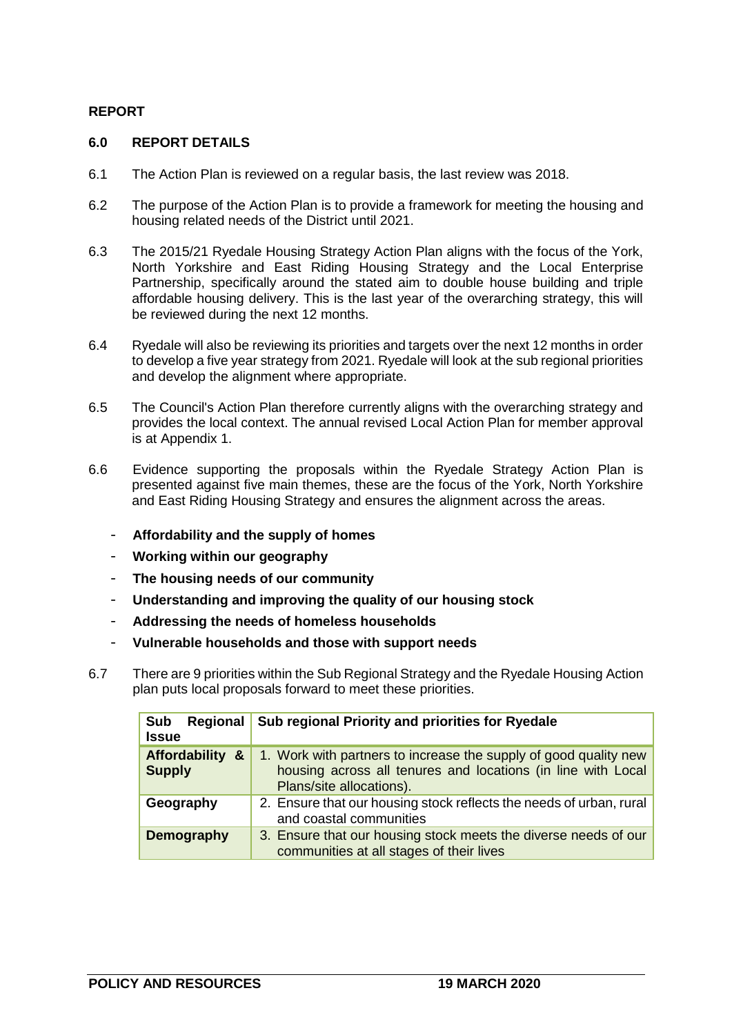**REPORT**

## 6.0 REPORT DETAILS

6.1 The Action Plan is reviewed on a regular basis, the last review was 2018.

6.2 The purpose of the Action Plan is to provide a framework for meeting the housing and housing related needs of the District until 2021.

6.3 The 2015/21 Ryedale Housing Strategy Action Plan aligns with the focus of the York, North Yorkshire and East Riding Housing Strategy and the Local Enterprise Partnership, specifically around the stated aim to double house building and triple affordable housing delivery. This is the last year of the overarching strategy, this will be reviewed during the next 12 months.

6.4 Ryedale will also be reviewing its priorities and targets over the next 12 months in order to develop a five year strategy from 2021. Ryedale will look at the sub regional priorities and develop the alignment where appropriate.

6.5 The Council's Action Plan therefore currently aligns with the overarching strategy and provides the local context. The annual revised Local Action Plan for member approval is at Appendix 1.

6.6 Evidence supporting the proposals within the Ryedale Strategy Action Plan is presented against five main themes, these are the focus of the York, North Yorkshire and East Riding Housing Strategy and ensures the alignment across the areas.

- **Affordability and the supply of homes**
- **Working within our geography**
- **The housing needs of our community**
- **Understanding and improving the quality of our housing stock**
- **Addressing the needs of homeless households**
- **Vulnerable households and those with support needs**

6.7 There are 9 priorities within the Sub Regional Strategy and the Ryedale Housing Action plan puts local proposals forward to meet these priorities.

| Sub Regional Issue | Sub regional Priority and priorities for Ryedale |
|---|---|
| **Affordability & Supply** | 1. Work with partners to increase the supply of good quality new housing across all tenures and locations (in line with Local Plans/site allocations). |
| **Geography** | 2. Ensure that our housing stock reflects the needs of urban, rural and coastal communities |
| **Demography** | 3. Ensure that our housing stock meets the diverse needs of our communities at all stages of their lives |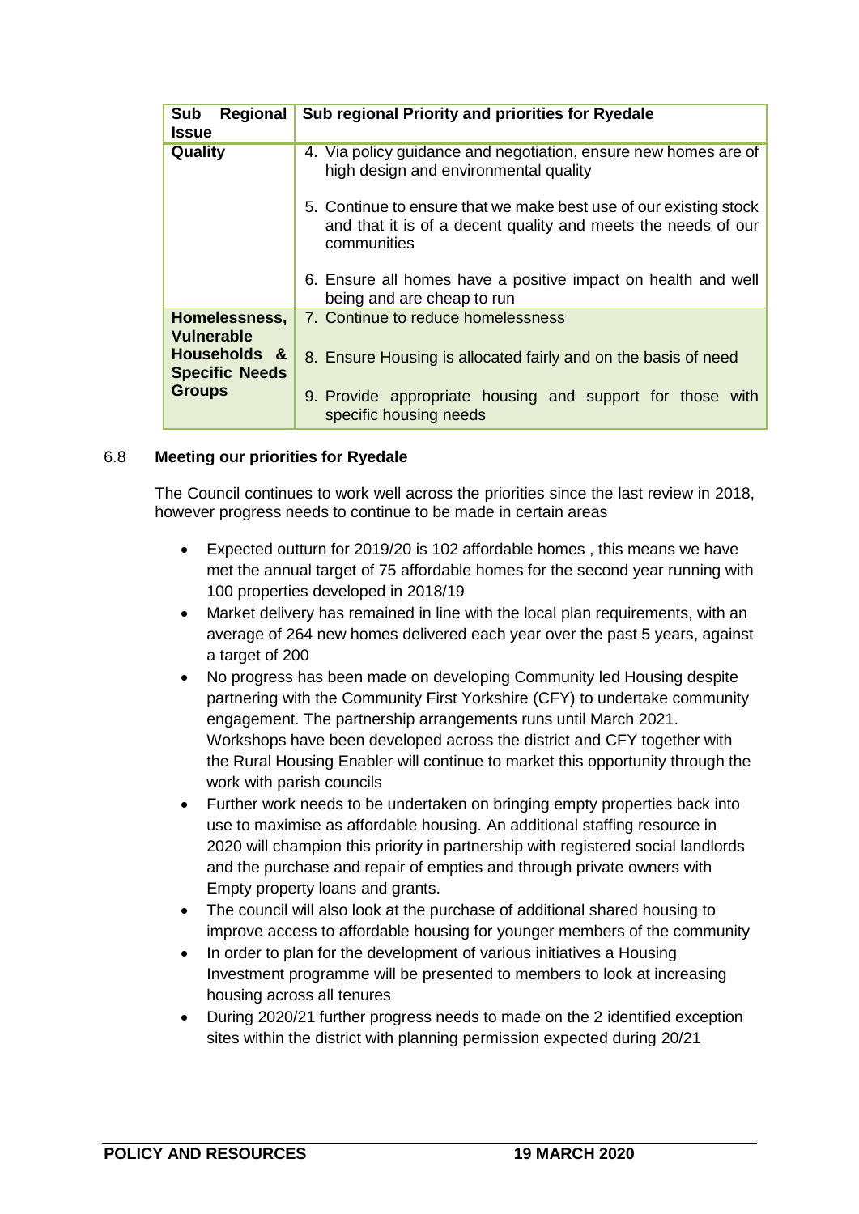| Sub Regional Issue | Sub regional Priority and priorities for Ryedale |
|---|---|
| Quality | 4. Via policy guidance and negotiation, ensure new homes are of high design and environmental quality<br><br>5. Continue to ensure that we make best use of our existing stock and that it is of a decent quality and meets the needs of our communities<br><br>6. Ensure all homes have a positive impact on health and well being and are cheap to run |
| Homelessness, Vulnerable Households & Specific Needs Groups | 7. Continue to reduce homelessness<br><br>8. Ensure Housing is allocated fairly and on the basis of need<br><br>9. Provide appropriate housing and support for those with specific housing needs |

6.8 **Meeting our priorities for Ryedale**

The Council continues to work well across the priorities since the last review in 2018, however progress needs to continue to be made in certain areas

- Expected outturn for 2019/20 is 102 affordable homes , this means we have met the annual target of 75 affordable homes for the second year running with 100 properties developed in 2018/19
- Market delivery has remained in line with the local plan requirements, with an average of 264 new homes delivered each year over the past 5 years, against a target of 200
- No progress has been made on developing Community led Housing despite partnering with the Community First Yorkshire (CFY) to undertake community engagement. The partnership arrangements runs until March 2021. Workshops have been developed across the district and CFY together with the Rural Housing Enabler will continue to market this opportunity through the work with parish councils
- Further work needs to be undertaken on bringing empty properties back into use to maximise as affordable housing. An additional staffing resource in 2020 will champion this priority in partnership with registered social landlords and the purchase and repair of empties and through private owners with Empty property loans and grants.
- The council will also look at the purchase of additional shared housing to improve access to affordable housing for younger members of the community
- In order to plan for the development of various initiatives a Housing Investment programme will be presented to members to look at increasing housing across all tenures
- During 2020/21 further progress needs to made on the 2 identified exception sites within the district with planning permission expected during 20/21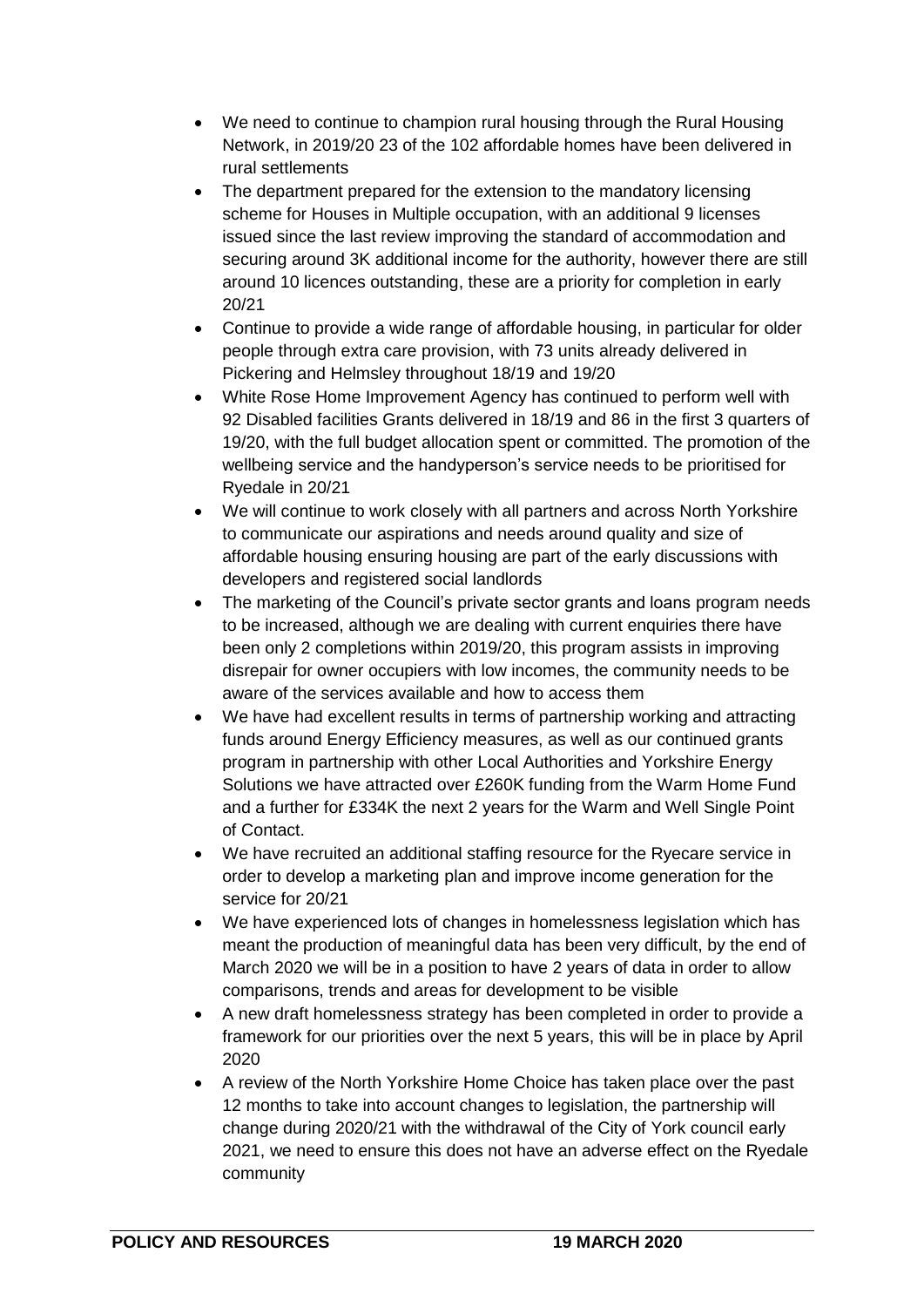- We need to continue to champion rural housing through the Rural Housing Network, in 2019/20 23 of the 102 affordable homes have been delivered in rural settlements
- The department prepared for the extension to the mandatory licensing scheme for Houses in Multiple occupation, with an additional 9 licenses issued since the last review improving the standard of accommodation and securing around 3K additional income for the authority, however there are still around 10 licences outstanding, these are a priority for completion in early 20/21
- Continue to provide a wide range of affordable housing, in particular for older people through extra care provision, with 73 units already delivered in Pickering and Helmsley throughout 18/19 and 19/20
- White Rose Home Improvement Agency has continued to perform well with 92 Disabled facilities Grants delivered in 18/19 and 86 in the first 3 quarters of 19/20, with the full budget allocation spent or committed. The promotion of the wellbeing service and the handyperson's service needs to be prioritised for Ryedale in 20/21
- We will continue to work closely with all partners and across North Yorkshire to communicate our aspirations and needs around quality and size of affordable housing ensuring housing are part of the early discussions with developers and registered social landlords
- The marketing of the Council's private sector grants and loans program needs to be increased, although we are dealing with current enquiries there have been only 2 completions within 2019/20, this program assists in improving disrepair for owner occupiers with low incomes, the community needs to be aware of the services available and how to access them
- We have had excellent results in terms of partnership working and attracting funds around Energy Efficiency measures, as well as our continued grants program in partnership with other Local Authorities and Yorkshire Energy Solutions we have attracted over £260K funding from the Warm Home Fund and a further for £334K the next 2 years for the Warm and Well Single Point of Contact.
- We have recruited an additional staffing resource for the Ryecare service in order to develop a marketing plan and improve income generation for the service for 20/21
- We have experienced lots of changes in homelessness legislation which has meant the production of meaningful data has been very difficult, by the end of March 2020 we will be in a position to have 2 years of data in order to allow comparisons, trends and areas for development to be visible
- A new draft homelessness strategy has been completed in order to provide a framework for our priorities over the next 5 years, this will be in place by April 2020
- A review of the North Yorkshire Home Choice has taken place over the past 12 months to take into account changes to legislation, the partnership will change during 2020/21 with the withdrawal of the City of York council early 2021, we need to ensure this does not have an adverse effect on the Ryedale community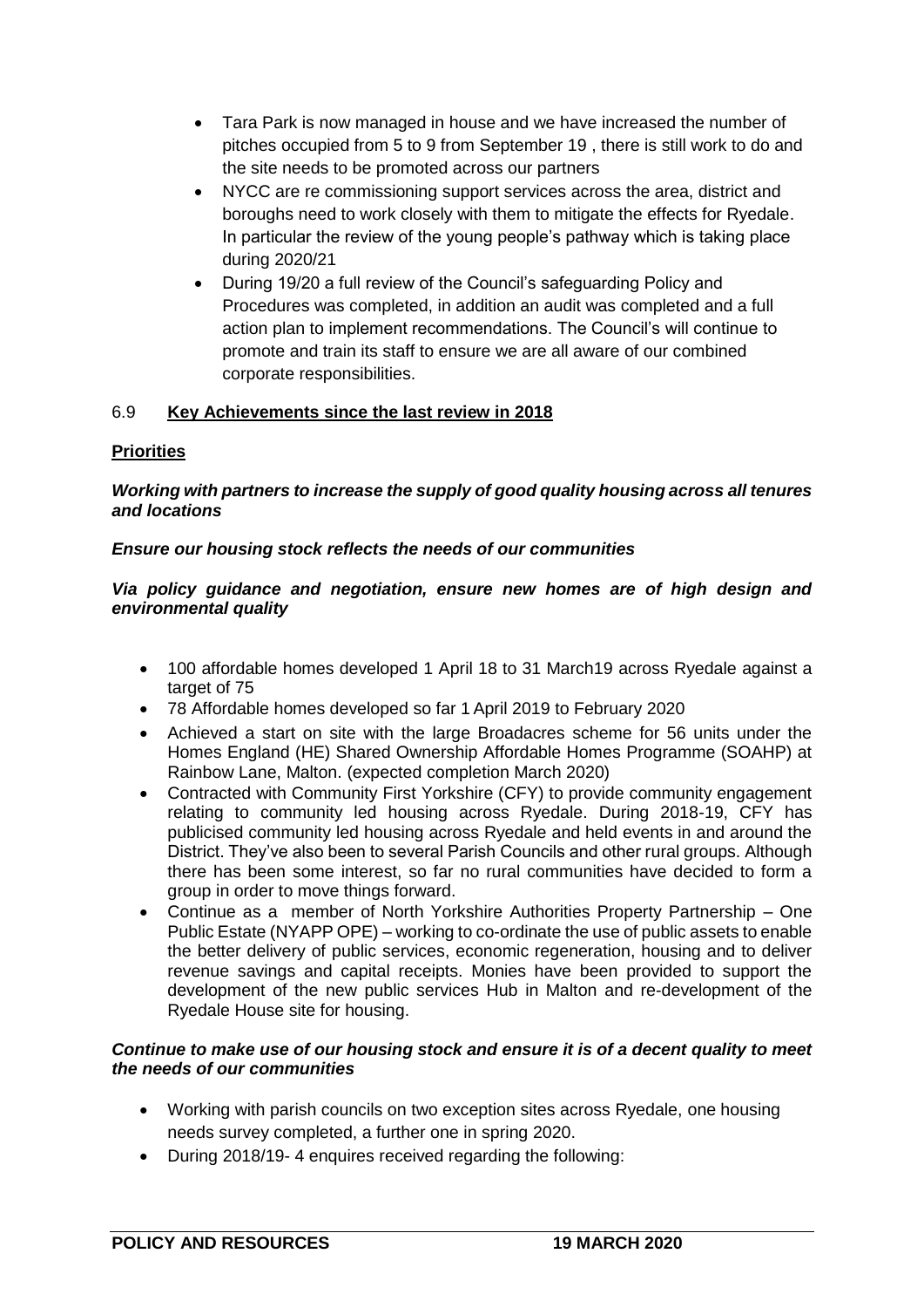- Tara Park is now managed in house and we have increased the number of pitches occupied from 5 to 9 from September 19 , there is still work to do and the site needs to be promoted across our partners
- NYCC are re commissioning support services across the area, district and boroughs need to work closely with them to mitigate the effects for Ryedale. In particular the review of the young people's pathway which is taking place during 2020/21
- During 19/20 a full review of the Council's safeguarding Policy and Procedures was completed, in addition an audit was completed and a full action plan to implement recommendations. The Council's will continue to promote and train its staff to ensure we are all aware of our combined corporate responsibilities.

## 6.9 **Key Achievements since the last review in 2018**

**Priorities**

***Working with partners to increase the supply of good quality housing across all tenures and locations***

***Ensure our housing stock reflects the needs of our communities***

***Via policy guidance and negotiation, ensure new homes are of high design and environmental quality***

- 100 affordable homes developed 1 April 18 to 31 March19 across Ryedale against a target of 75
- 78 Affordable homes developed so far 1 April 2019 to February 2020
- Achieved a start on site with the large Broadacres scheme for 56 units under the Homes England (HE) Shared Ownership Affordable Homes Programme (SOAHP) at Rainbow Lane, Malton. (expected completion March 2020)
- Contracted with Community First Yorkshire (CFY) to provide community engagement relating to community led housing across Ryedale. During 2018-19, CFY has publicised community led housing across Ryedale and held events in and around the District. They've also been to several Parish Councils and other rural groups. Although there has been some interest, so far no rural communities have decided to form a group in order to move things forward.
- Continue as a member of North Yorkshire Authorities Property Partnership – One Public Estate (NYAPP OPE) – working to co-ordinate the use of public assets to enable the better delivery of public services, economic regeneration, housing and to deliver revenue savings and capital receipts. Monies have been provided to support the development of the new public services Hub in Malton and re-development of the Ryedale House site for housing.

***Continue to make use of our housing stock and ensure it is of a decent quality to meet the needs of our communities***

- Working with parish councils on two exception sites across Ryedale, one housing needs survey completed, a further one in spring 2020.
- During 2018/19- 4 enquires received regarding the following: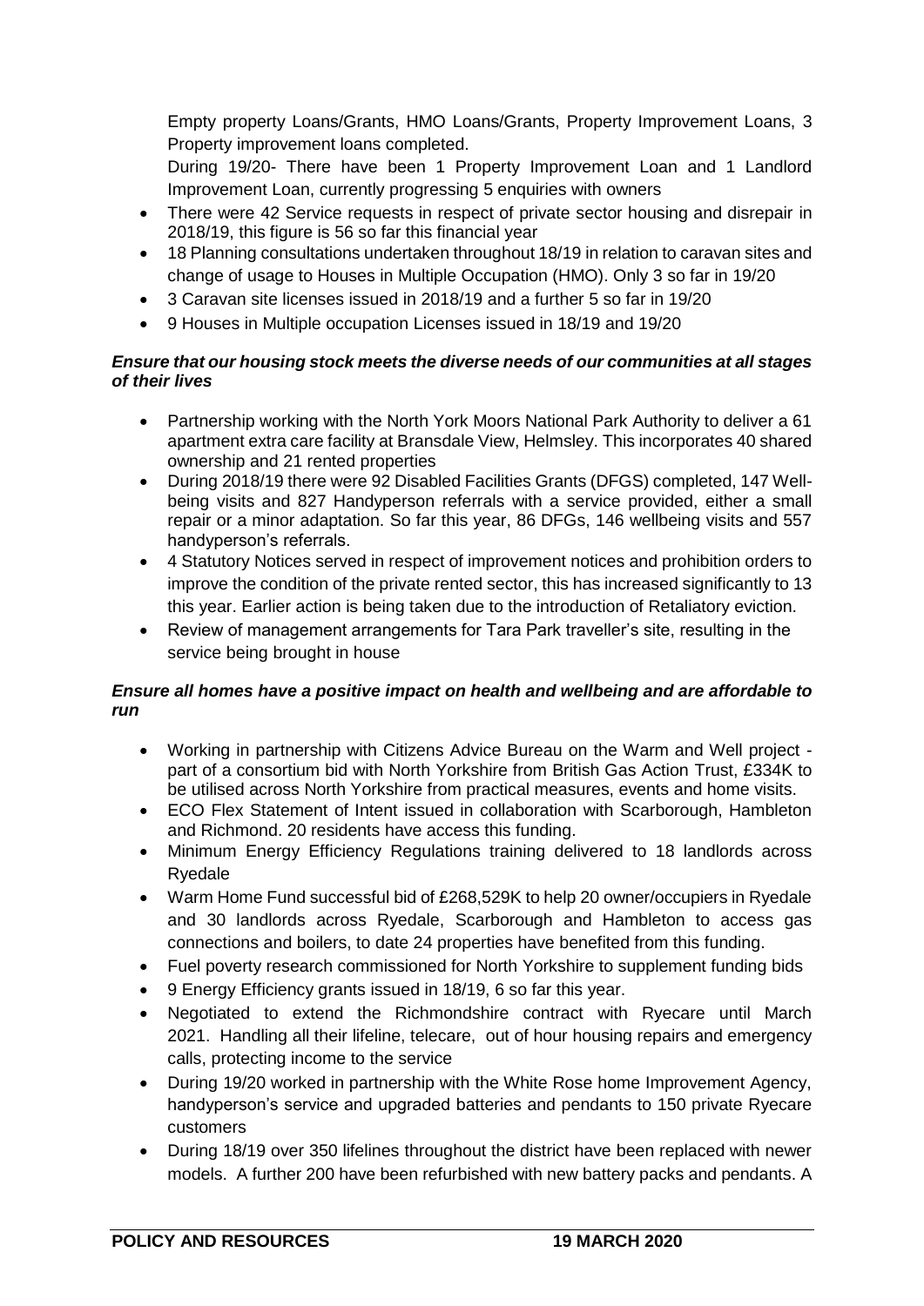Empty property Loans/Grants, HMO Loans/Grants, Property Improvement Loans, 3 Property improvement loans completed.

During 19/20- There have been 1 Property Improvement Loan and 1 Landlord Improvement Loan, currently progressing 5 enquiries with owners

- There were 42 Service requests in respect of private sector housing and disrepair in 2018/19, this figure is 56 so far this financial year
- 18 Planning consultations undertaken throughout 18/19 in relation to caravan sites and change of usage to Houses in Multiple Occupation (HMO). Only 3 so far in 19/20
- 3 Caravan site licenses issued in 2018/19 and a further 5 so far in 19/20
- 9 Houses in Multiple occupation Licenses issued in 18/19 and 19/20

***Ensure that our housing stock meets the diverse needs of our communities at all stages of their lives***

- Partnership working with the North York Moors National Park Authority to deliver a 61 apartment extra care facility at Bransdale View, Helmsley. This incorporates 40 shared ownership and 21 rented properties
- During 2018/19 there were 92 Disabled Facilities Grants (DFGS) completed, 147 Well-being visits and 827 Handyperson referrals with a service provided, either a small repair or a minor adaptation. So far this year, 86 DFGs, 146 wellbeing visits and 557 handyperson's referrals.
- 4 Statutory Notices served in respect of improvement notices and prohibition orders to improve the condition of the private rented sector, this has increased significantly to 13 this year. Earlier action is being taken due to the introduction of Retaliatory eviction.
- Review of management arrangements for Tara Park traveller's site, resulting in the service being brought in house

***Ensure all homes have a positive impact on health and wellbeing and are affordable to run***

- Working in partnership with Citizens Advice Bureau on the Warm and Well project - part of a consortium bid with North Yorkshire from British Gas Action Trust, £334K to be utilised across North Yorkshire from practical measures, events and home visits.
- ECO Flex Statement of Intent issued in collaboration with Scarborough, Hambleton and Richmond. 20 residents have access this funding.
- Minimum Energy Efficiency Regulations training delivered to 18 landlords across Ryedale
- Warm Home Fund successful bid of £268,529K to help 20 owner/occupiers in Ryedale and 30 landlords across Ryedale, Scarborough and Hambleton to access gas connections and boilers, to date 24 properties have benefited from this funding.
- Fuel poverty research commissioned for North Yorkshire to supplement funding bids
- 9 Energy Efficiency grants issued in 18/19, 6 so far this year.
- Negotiated to extend the Richmondshire contract with Ryecare until March 2021. Handling all their lifeline, telecare, out of hour housing repairs and emergency calls, protecting income to the service
- During 19/20 worked in partnership with the White Rose home Improvement Agency, handyperson's service and upgraded batteries and pendants to 150 private Ryecare customers
- During 18/19 over 350 lifelines throughout the district have been replaced with newer models. A further 200 have been refurbished with new battery packs and pendants. A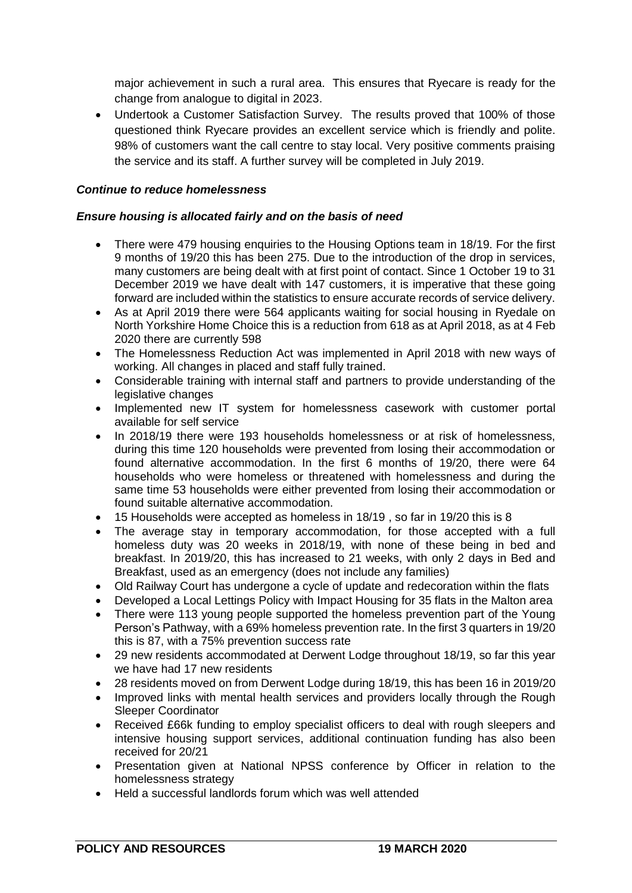major achievement in such a rural area. This ensures that Ryecare is ready for the change from analogue to digital in 2023.

- Undertook a Customer Satisfaction Survey. The results proved that 100% of those questioned think Ryecare provides an excellent service which is friendly and polite. 98% of customers want the call centre to stay local. Very positive comments praising the service and its staff. A further survey will be completed in July 2019.

***Continue to reduce homelessness***

***Ensure housing is allocated fairly and on the basis of need***

- There were 479 housing enquiries to the Housing Options team in 18/19. For the first 9 months of 19/20 this has been 275. Due to the introduction of the drop in services, many customers are being dealt with at first point of contact. Since 1 October 19 to 31 December 2019 we have dealt with 147 customers, it is imperative that these going forward are included within the statistics to ensure accurate records of service delivery.
- As at April 2019 there were 564 applicants waiting for social housing in Ryedale on North Yorkshire Home Choice this is a reduction from 618 as at April 2018, as at 4 Feb 2020 there are currently 598
- The Homelessness Reduction Act was implemented in April 2018 with new ways of working. All changes in placed and staff fully trained.
- Considerable training with internal staff and partners to provide understanding of the legislative changes
- Implemented new IT system for homelessness casework with customer portal available for self service
- In 2018/19 there were 193 households homelessness or at risk of homelessness, during this time 120 households were prevented from losing their accommodation or found alternative accommodation. In the first 6 months of 19/20, there were 64 households who were homeless or threatened with homelessness and during the same time 53 households were either prevented from losing their accommodation or found suitable alternative accommodation.
- 15 Households were accepted as homeless in 18/19 , so far in 19/20 this is 8
- The average stay in temporary accommodation, for those accepted with a full homeless duty was 20 weeks in 2018/19, with none of these being in bed and breakfast. In 2019/20, this has increased to 21 weeks, with only 2 days in Bed and Breakfast, used as an emergency (does not include any families)
- Old Railway Court has undergone a cycle of update and redecoration within the flats
- Developed a Local Lettings Policy with Impact Housing for 35 flats in the Malton area
- There were 113 young people supported the homeless prevention part of the Young Person's Pathway, with a 69% homeless prevention rate. In the first 3 quarters in 19/20 this is 87, with a 75% prevention success rate
- 29 new residents accommodated at Derwent Lodge throughout 18/19, so far this year we have had 17 new residents
- 28 residents moved on from Derwent Lodge during 18/19, this has been 16 in 2019/20
- Improved links with mental health services and providers locally through the Rough Sleeper Coordinator
- Received £66k funding to employ specialist officers to deal with rough sleepers and intensive housing support services, additional continuation funding has also been received for 20/21
- Presentation given at National NPSS conference by Officer in relation to the homelessness strategy
- Held a successful landlords forum which was well attended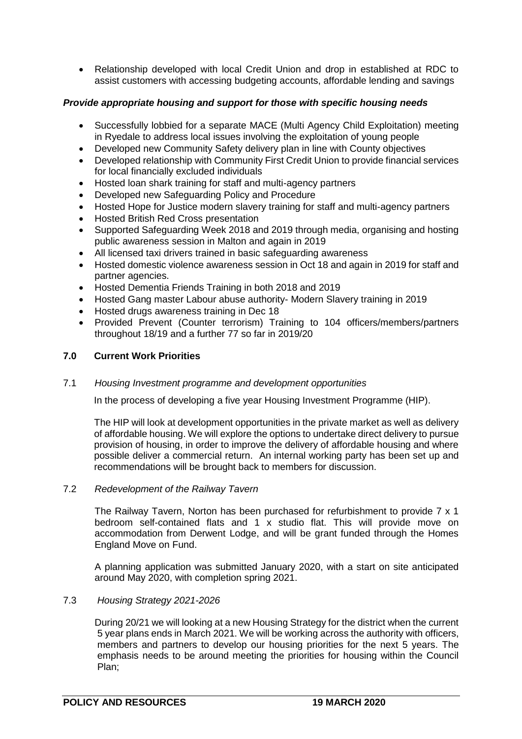- Relationship developed with local Credit Union and drop in established at RDC to assist customers with accessing budgeting accounts, affordable lending and savings

***Provide appropriate housing and support for those with specific housing needs***

- Successfully lobbied for a separate MACE (Multi Agency Child Exploitation) meeting in Ryedale to address local issues involving the exploitation of young people
- Developed new Community Safety delivery plan in line with County objectives
- Developed relationship with Community First Credit Union to provide financial services for local financially excluded individuals
- Hosted loan shark training for staff and multi-agency partners
- Developed new Safeguarding Policy and Procedure
- Hosted Hope for Justice modern slavery training for staff and multi-agency partners
- Hosted British Red Cross presentation
- Supported Safeguarding Week 2018 and 2019 through media, organising and hosting public awareness session in Malton and again in 2019
- All licensed taxi drivers trained in basic safeguarding awareness
- Hosted domestic violence awareness session in Oct 18 and again in 2019 for staff and partner agencies.
- Hosted Dementia Friends Training in both 2018 and 2019
- Hosted Gang master Labour abuse authority- Modern Slavery training in 2019
- Hosted drugs awareness training in Dec 18
- Provided Prevent (Counter terrorism) Training to 104 officers/members/partners throughout 18/19 and a further 77 so far in 2019/20

## 7.0 Current Work Priorities

7.1 *Housing Investment programme and development opportunities*

In the process of developing a five year Housing Investment Programme (HIP).

The HIP will look at development opportunities in the private market as well as delivery of affordable housing. We will explore the options to undertake direct delivery to pursue provision of housing, in order to improve the delivery of affordable housing and where possible deliver a commercial return. An internal working party has been set up and recommendations will be brought back to members for discussion.

7.2 *Redevelopment of the Railway Tavern*

The Railway Tavern, Norton has been purchased for refurbishment to provide 7 x 1 bedroom self-contained flats and 1 x studio flat. This will provide move on accommodation from Derwent Lodge, and will be grant funded through the Homes England Move on Fund.

A planning application was submitted January 2020, with a start on site anticipated around May 2020, with completion spring 2021.

7.3 *Housing Strategy 2021-2026*

During 20/21 we will looking at a new Housing Strategy for the district when the current 5 year plans ends in March 2021. We will be working across the authority with officers, members and partners to develop our housing priorities for the next 5 years. The emphasis needs to be around meeting the priorities for housing within the Council Plan;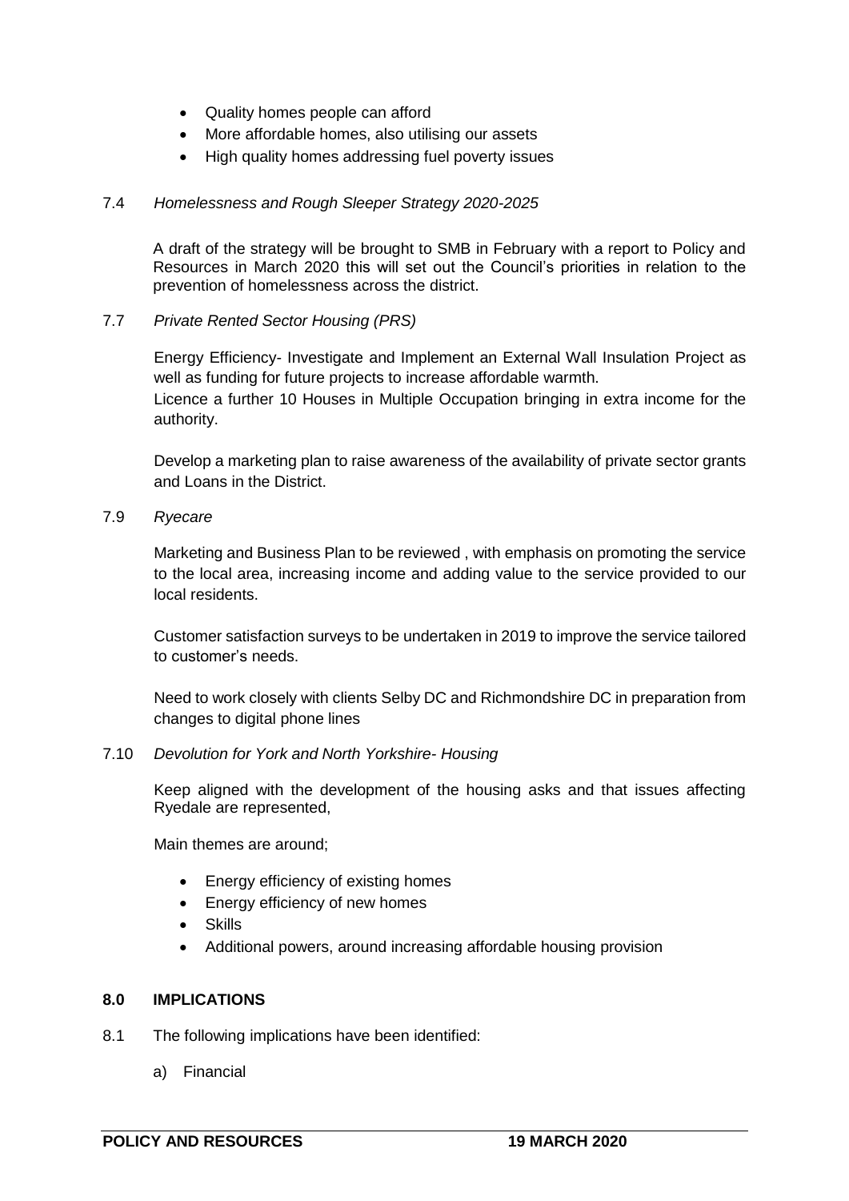- Quality homes people can afford
- More affordable homes, also utilising our assets
- High quality homes addressing fuel poverty issues

7.4 *Homelessness and Rough Sleeper Strategy 2020-2025*

A draft of the strategy will be brought to SMB in February with a report to Policy and Resources in March 2020 this will set out the Council's priorities in relation to the prevention of homelessness across the district.

7.7 *Private Rented Sector Housing (PRS)*

Energy Efficiency- Investigate and Implement an External Wall Insulation Project as well as funding for future projects to increase affordable warmth.
Licence a further 10 Houses in Multiple Occupation bringing in extra income for the authority.

Develop a marketing plan to raise awareness of the availability of private sector grants and Loans in the District.

7.9 *Ryecare*

Marketing and Business Plan to be reviewed , with emphasis on promoting the service to the local area, increasing income and adding value to the service provided to our local residents.

Customer satisfaction surveys to be undertaken in 2019 to improve the service tailored to customer's needs.

Need to work closely with clients Selby DC and Richmondshire DC in preparation from changes to digital phone lines

7.10 *Devolution for York and North Yorkshire- Housing*

Keep aligned with the development of the housing asks and that issues affecting Ryedale are represented,

Main themes are around;

- Energy efficiency of existing homes
- Energy efficiency of new homes
- Skills
- Additional powers, around increasing affordable housing provision

## 8.0 IMPLICATIONS

8.1 The following implications have been identified:

a) Financial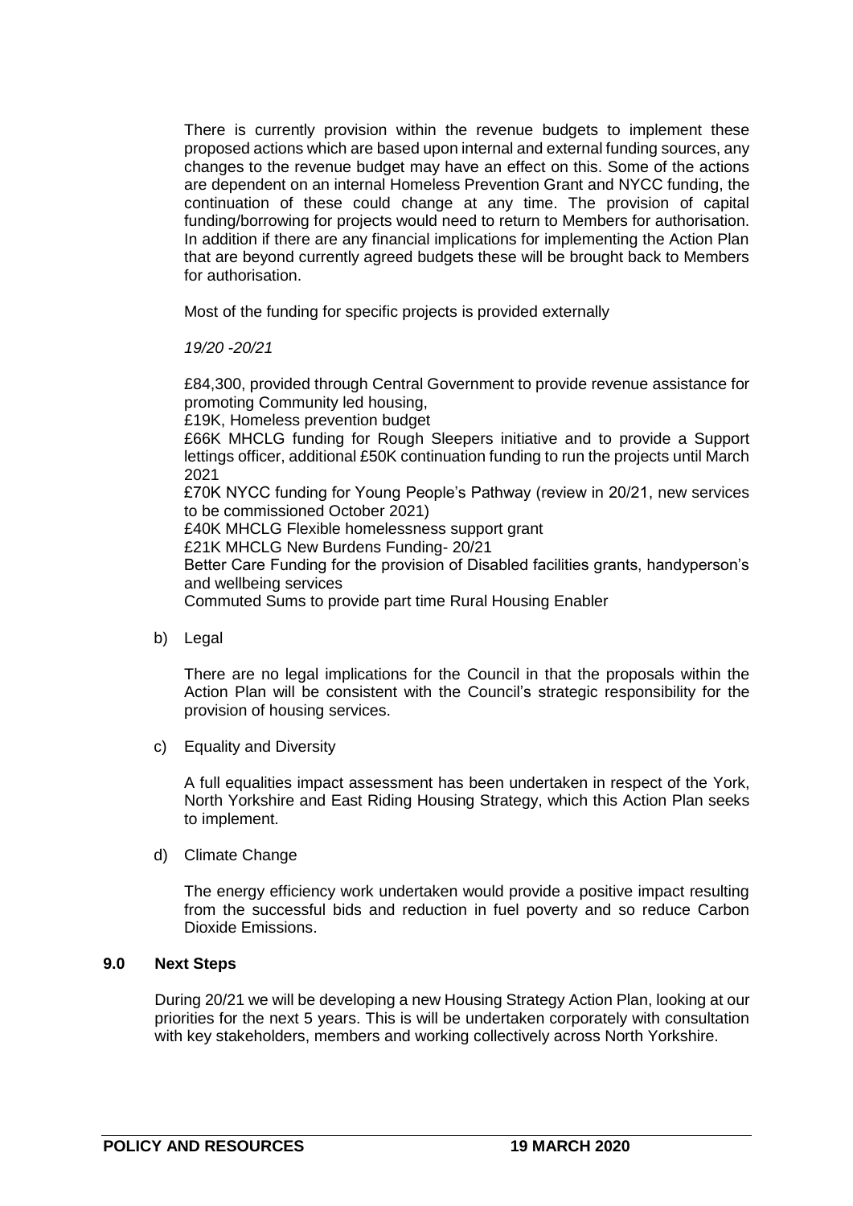There is currently provision within the revenue budgets to implement these proposed actions which are based upon internal and external funding sources, any changes to the revenue budget may have an effect on this. Some of the actions are dependent on an internal Homeless Prevention Grant and NYCC funding, the continuation of these could change at any time. The provision of capital funding/borrowing for projects would need to return to Members for authorisation. In addition if there are any financial implications for implementing the Action Plan that are beyond currently agreed budgets these will be brought back to Members for authorisation.

Most of the funding for specific projects is provided externally

*19/20 -20/21*

£84,300, provided through Central Government to provide revenue assistance for promoting Community led housing,
£19K, Homeless prevention budget
£66K MHCLG funding for Rough Sleepers initiative and to provide a Support lettings officer, additional £50K continuation funding to run the projects until March 2021
£70K NYCC funding for Young People's Pathway (review in 20/21, new services to be commissioned October 2021)
£40K MHCLG Flexible homelessness support grant
£21K MHCLG New Burdens Funding- 20/21
Better Care Funding for the provision of Disabled facilities grants, handyperson's and wellbeing services
Commuted Sums to provide part time Rural Housing Enabler

b) Legal

There are no legal implications for the Council in that the proposals within the Action Plan will be consistent with the Council's strategic responsibility for the provision of housing services.

c) Equality and Diversity

A full equalities impact assessment has been undertaken in respect of the York, North Yorkshire and East Riding Housing Strategy, which this Action Plan seeks to implement.

d) Climate Change

The energy efficiency work undertaken would provide a positive impact resulting from the successful bids and reduction in fuel poverty and so reduce Carbon Dioxide Emissions.

## 9.0 Next Steps

During 20/21 we will be developing a new Housing Strategy Action Plan, looking at our priorities for the next 5 years. This is will be undertaken corporately with consultation with key stakeholders, members and working collectively across North Yorkshire.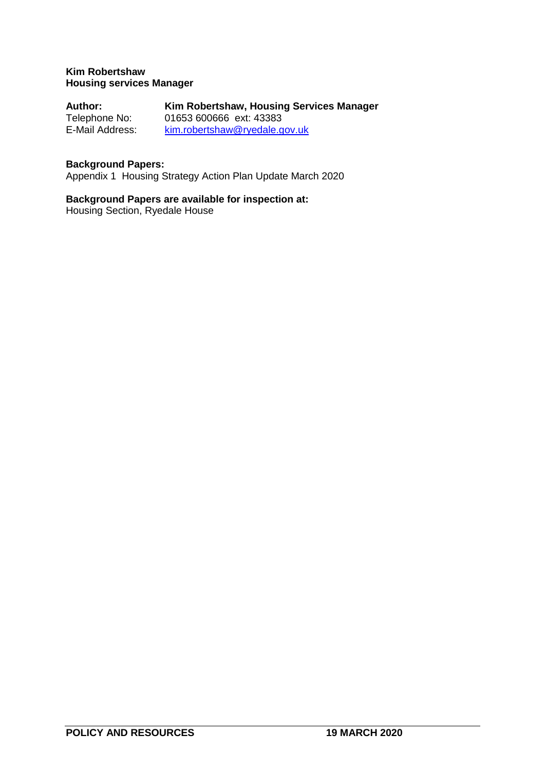**Kim Robertshaw**
**Housing services Manager**

**Author:** **Kim Robertshaw, Housing Services Manager**
Telephone No: 01653 600666 ext: 43383
E-Mail Address: kim.robertshaw@ryedale.gov.uk

**Background Papers:**
Appendix 1 Housing Strategy Action Plan Update March 2020

**Background Papers are available for inspection at:**
Housing Section, Ryedale House